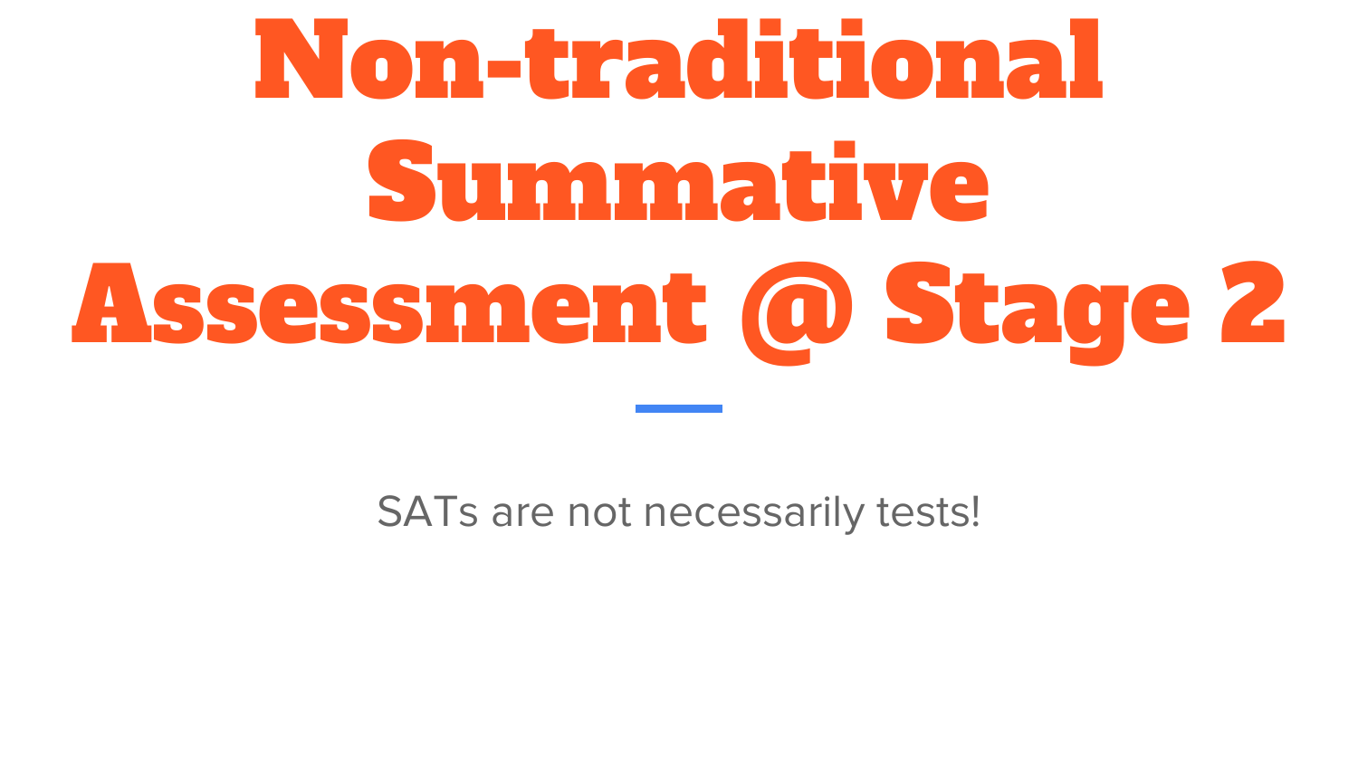# Non-traditional Summative Assessment @ Stage 2

SATs are not necessarily tests!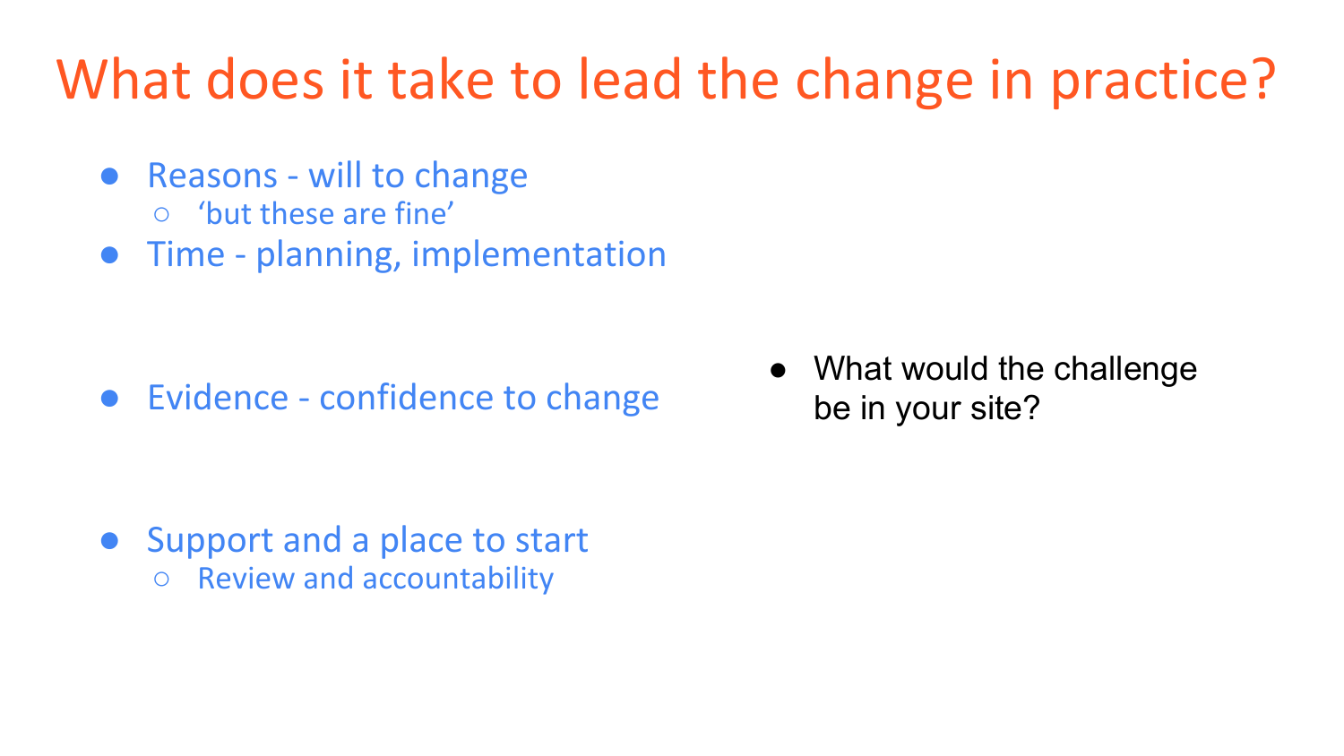# What does it take to lead the change in practice?

- Reasons - will to change
  - 'but these are fine'
- Time - planning, implementation
- Evidence - confidence to change
- Support and a place to start
  - Review and accountability

- What would the challenge be in your site?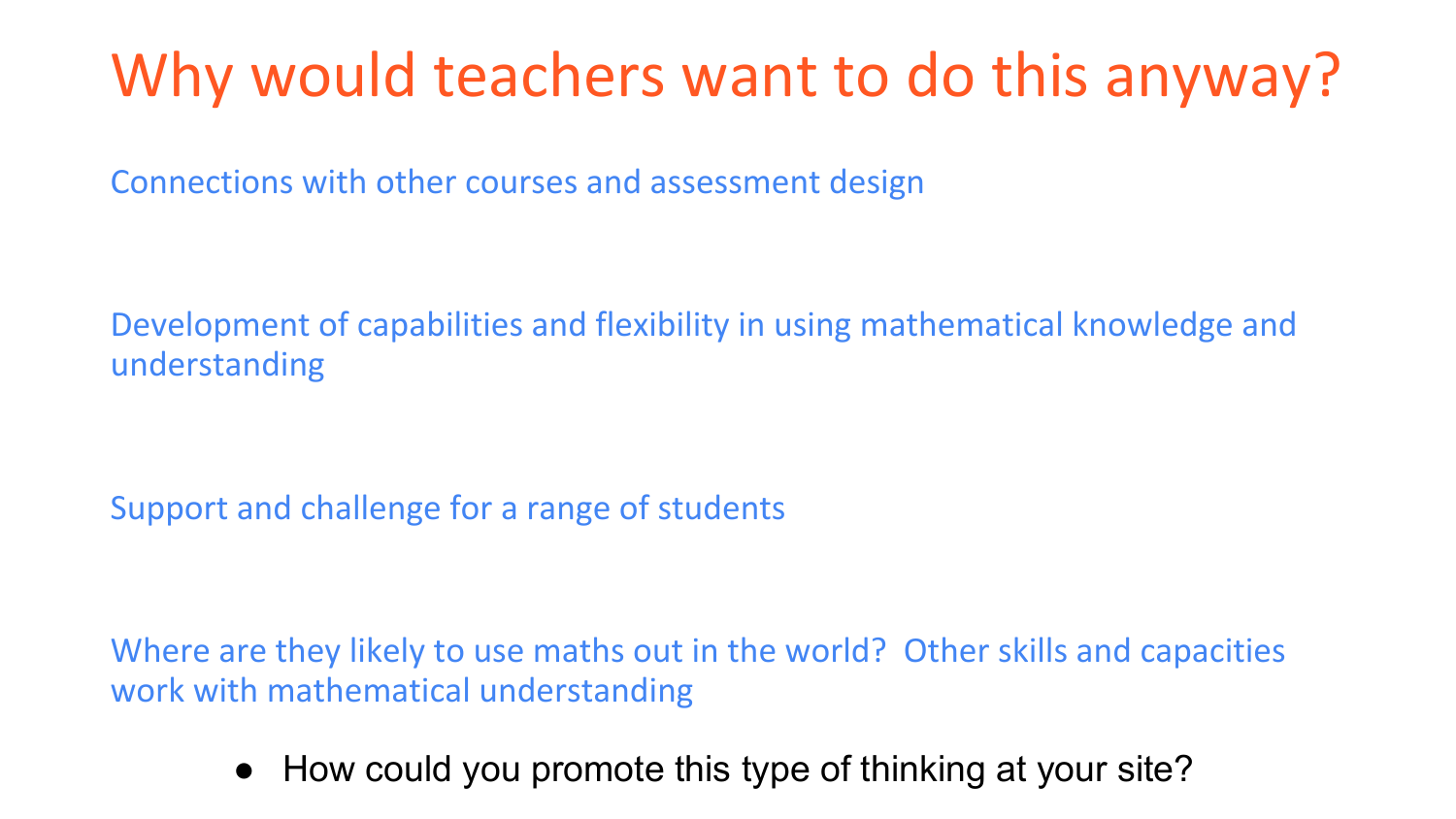# Why would teachers want to do this anyway?

Connections with other courses and assessment design

Development of capabilities and flexibility in using mathematical knowledge and understanding

Support and challenge for a range of students

Where are they likely to use maths out in the world?  Other skills and capacities work with mathematical understanding

- How could you promote this type of thinking at your site?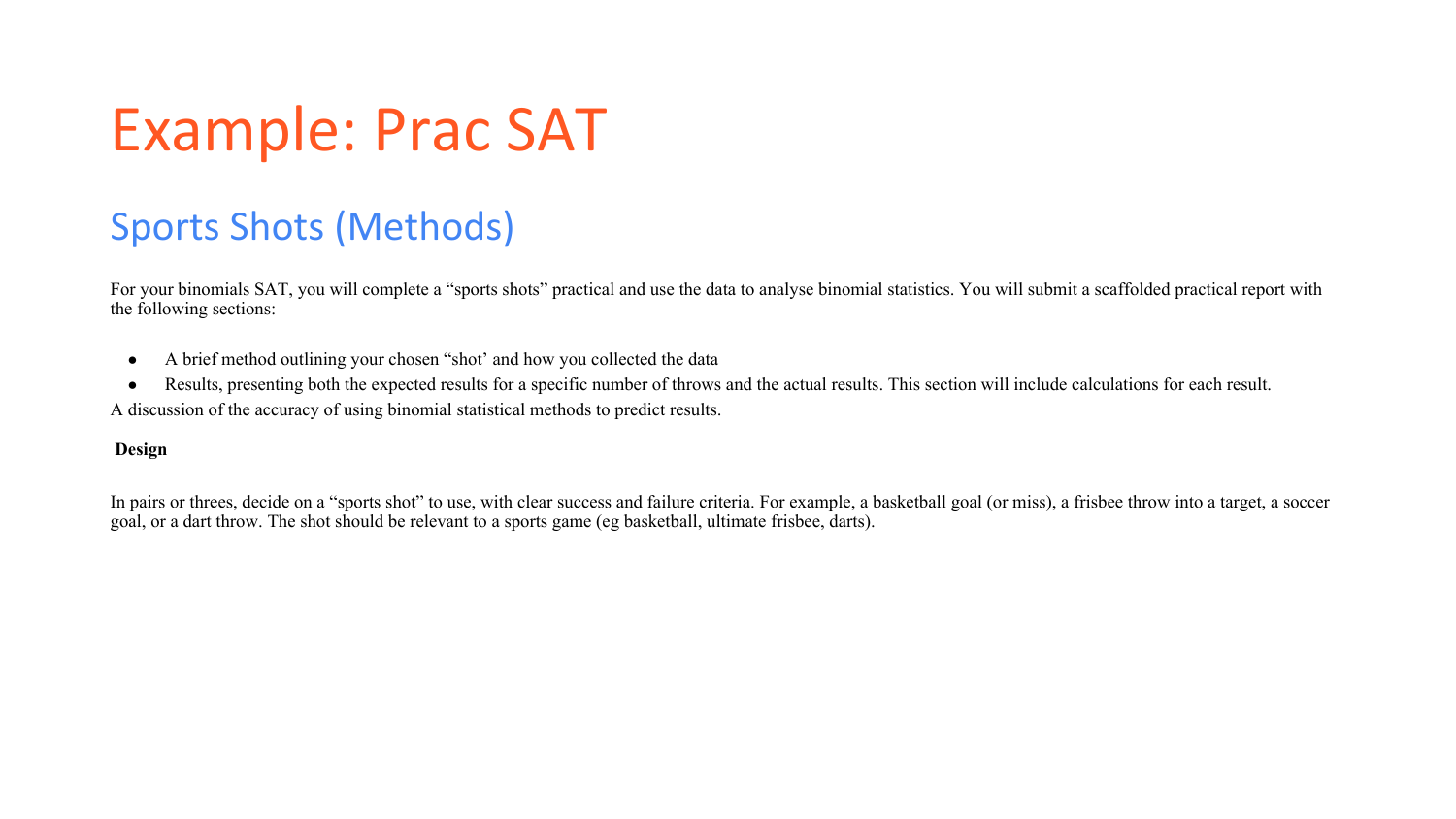# Example: Prac SAT

## Sports Shots (Methods)

For your binomials SAT, you will complete a "sports shots" practical and use the data to analyse binomial statistics. You will submit a scaffolded practical report with the following sections:

- A brief method outlining your chosen "shot' and how you collected the data
- Results, presenting both the expected results for a specific number of throws and the actual results. This section will include calculations for each result.

A discussion of the accuracy of using binomial statistical methods to predict results.

**Design**

In pairs or threes, decide on a "sports shot" to use, with clear success and failure criteria. For example, a basketball goal (or miss), a frisbee throw into a target, a soccer goal, or a dart throw. The shot should be relevant to a sports game (eg basketball, ultimate frisbee, darts).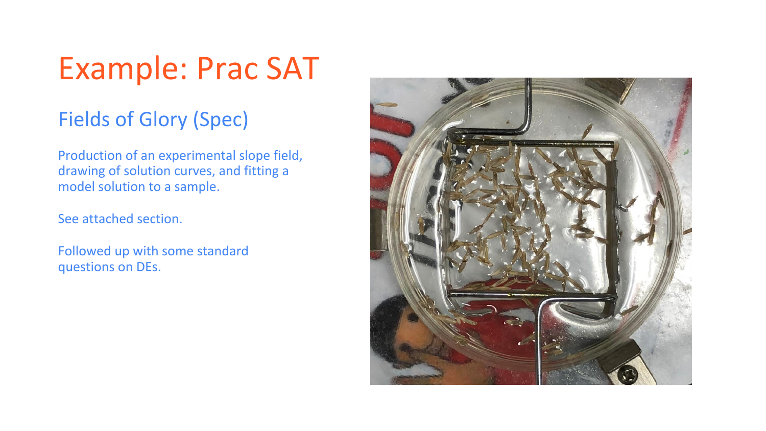# Example: Prac SAT

## Fields of Glory (Spec)

Production of an experimental slope field, drawing of solution curves, and fitting a model solution to a sample.

See attached section.

Followed up with some standard questions on DEs.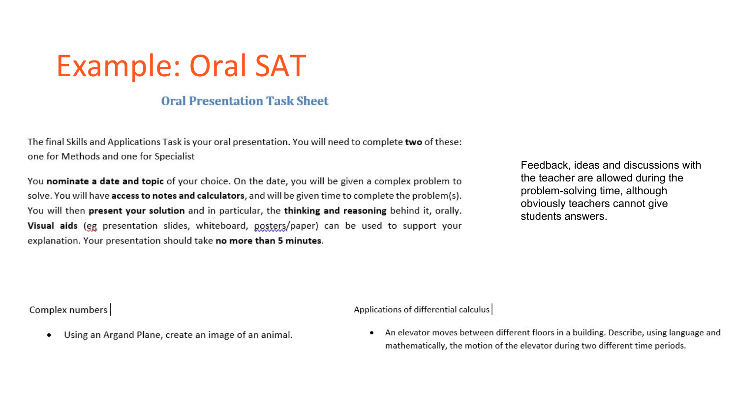# Example: Oral SAT

## Oral Presentation Task Sheet

The final Skills and Applications Task is your oral presentation. You will need to complete **two** of these: one for Methods and one for Specialist

You **nominate a date and topic** of your choice. On the date, you will be given a complex problem to solve. You will have **access to notes and calculators**, and will be given time to complete the problem(s). You will then **present your solution** and in particular, the **thinking and reasoning** behind it, orally. **Visual aids** (eg presentation slides, whiteboard, posters/paper) can be used to support your explanation. Your presentation should take **no more than 5 minutes**.

Feedback, ideas and discussions with the teacher are allowed during the problem-solving time, although obviously teachers cannot give students answers.

Complex numbers

- Using an Argand Plane, create an image of an animal.

Applications of differential calculus

- An elevator moves between different floors in a building. Describe, using language and mathematically, the motion of the elevator during two different time periods.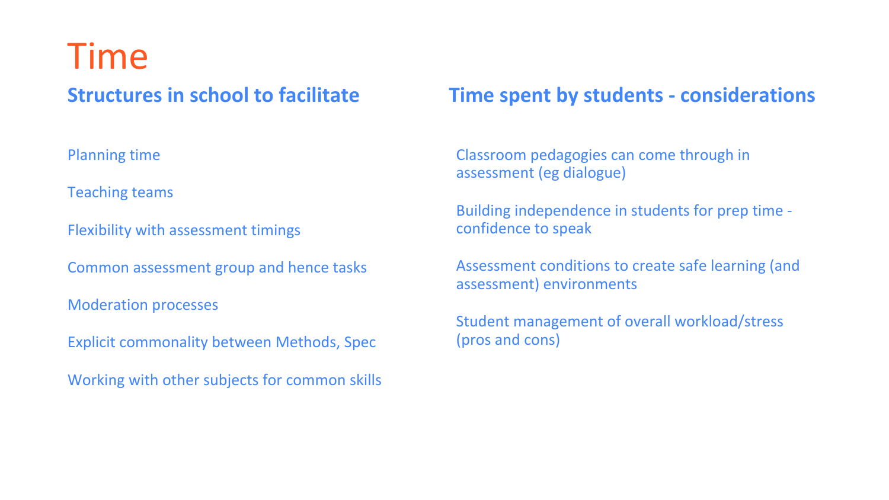# Time

## Structures in school to facilitate

Planning time

Teaching teams

Flexibility with assessment timings

Common assessment group and hence tasks

Moderation processes

Explicit commonality between Methods, Spec

Working with other subjects for common skills

## Time spent by students - considerations

Classroom pedagogies can come through in assessment (eg dialogue)

Building independence in students for prep time - confidence to speak

Assessment conditions to create safe learning (and assessment) environments

Student management of overall workload/stress (pros and cons)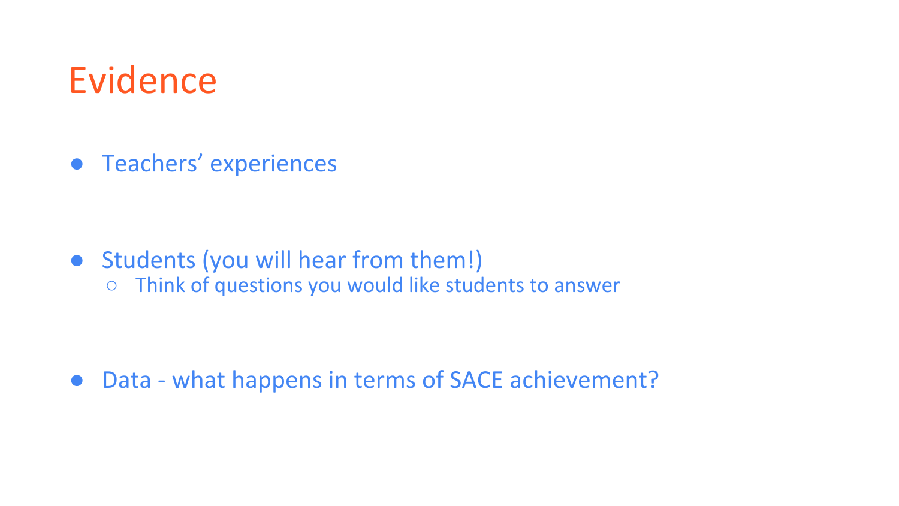# Evidence

- Teachers' experiences
- Students (you will hear from them!)
  - Think of questions you would like students to answer
- Data - what happens in terms of SACE achievement?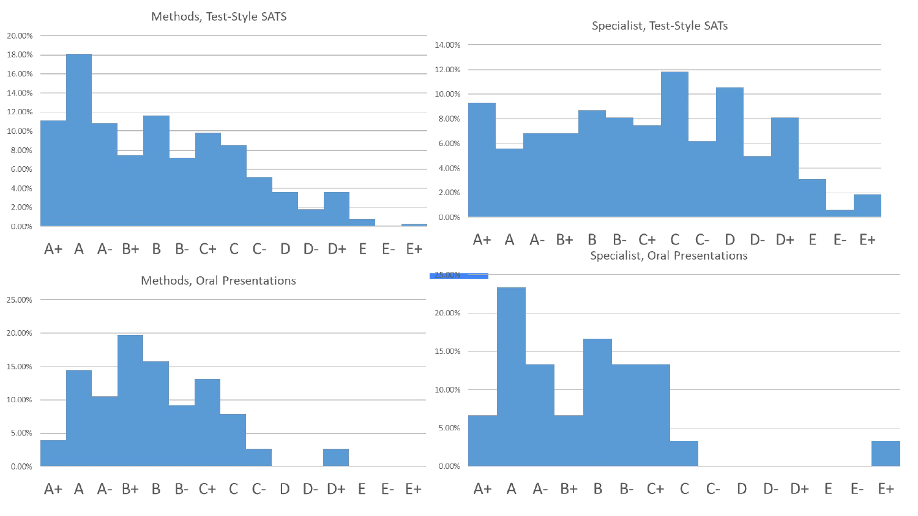Methods, Test-Style SATS

20.00%
18.00%
16.00%
14.00%
12.00%
10.00%
8.00%
6.00%
4.00%
2.00%
0.00%

A+ A A- B+ B B- C+ C C- D D- D+ E E- E+

Specialist, Test-Style SATs

14.00%
12.00%
10.00%
8.00%
6.00%
4.00%
2.00%
0.00%

A+ A A- B+ B B- C+ C C- D D- D+ E E- E+

Methods, Oral Presentations

25.00%
20.00%
15.00%
10.00%
5.00%
0.00%

A+ A A- B+ B B- C+ C C- D D- D+ E E- E+

Specialist, Oral Presentations

25.00%
20.00%
15.00%
10.00%
5.00%
0.00%

A+ A A- B+ B B- C+ C C- D D- D+ E E- E+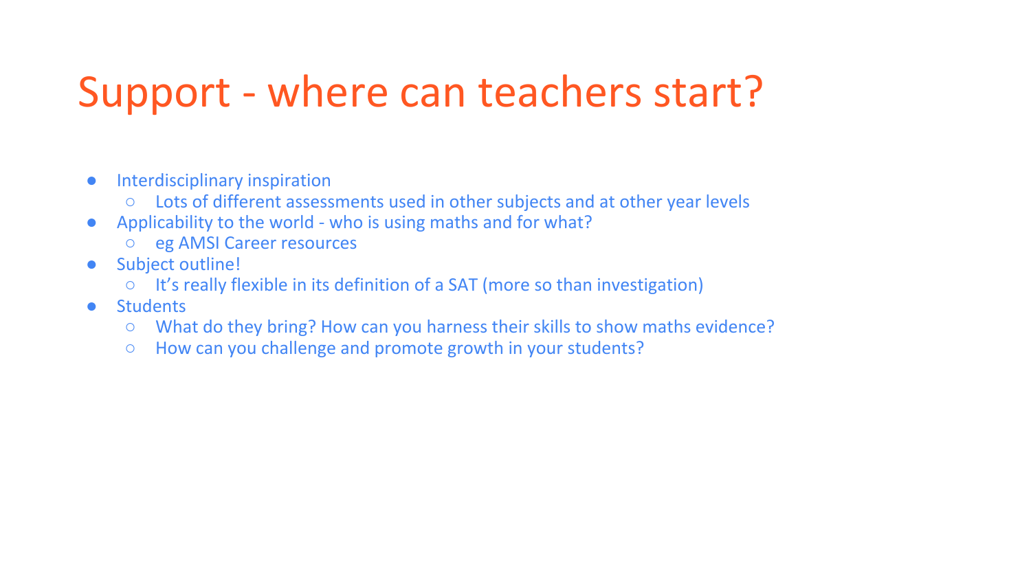# Support - where can teachers start?

- Interdisciplinary inspiration
  - Lots of different assessments used in other subjects and at other year levels
- Applicability to the world - who is using maths and for what?
  - eg AMSI Career resources
- Subject outline!
  - It’s really flexible in its definition of a SAT (more so than investigation)
- Students
  - What do they bring? How can you harness their skills to show maths evidence?
  - How can you challenge and promote growth in your students?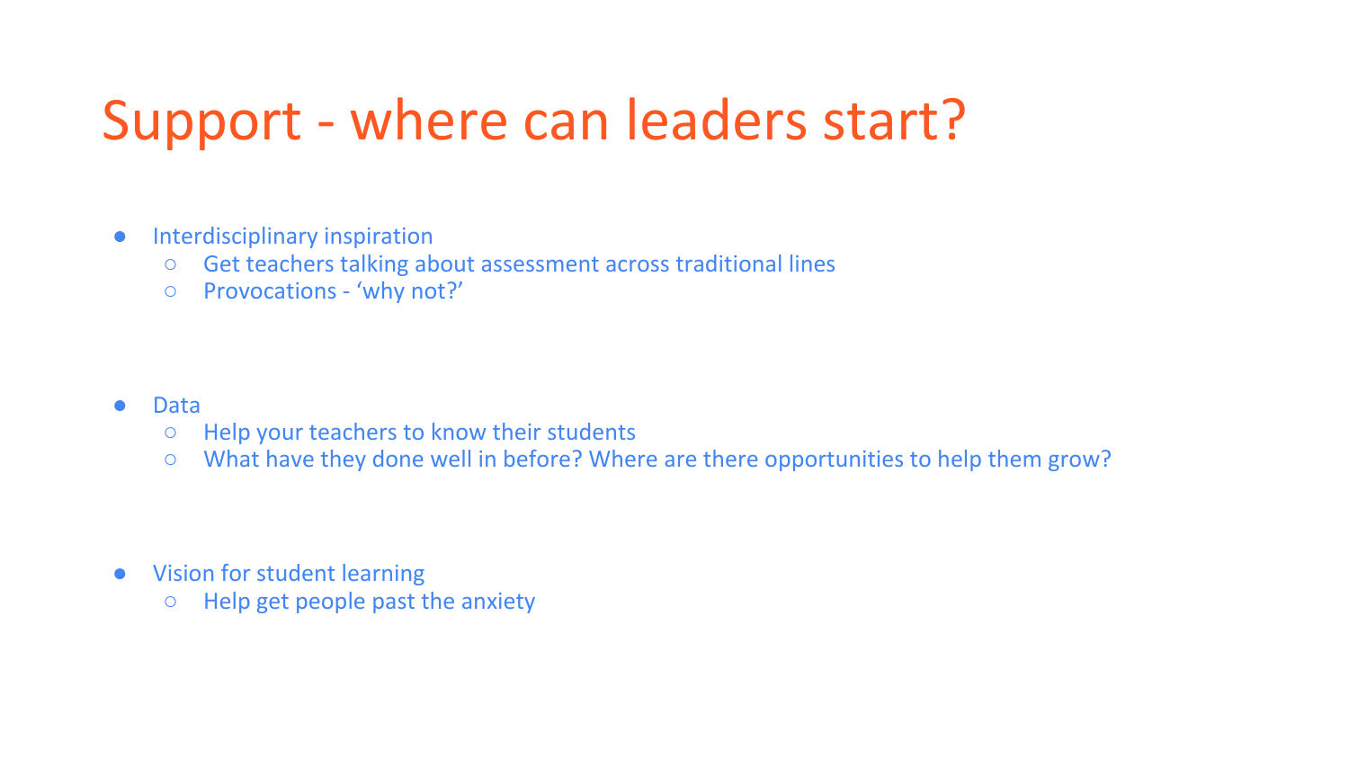# Support - where can leaders start?

- Interdisciplinary inspiration
  - Get teachers talking about assessment across traditional lines
  - Provocations - 'why not?'

- Data
  - Help your teachers to know their students
  - What have they done well in before? Where are there opportunities to help them grow?

- Vision for student learning
  - Help get people past the anxiety